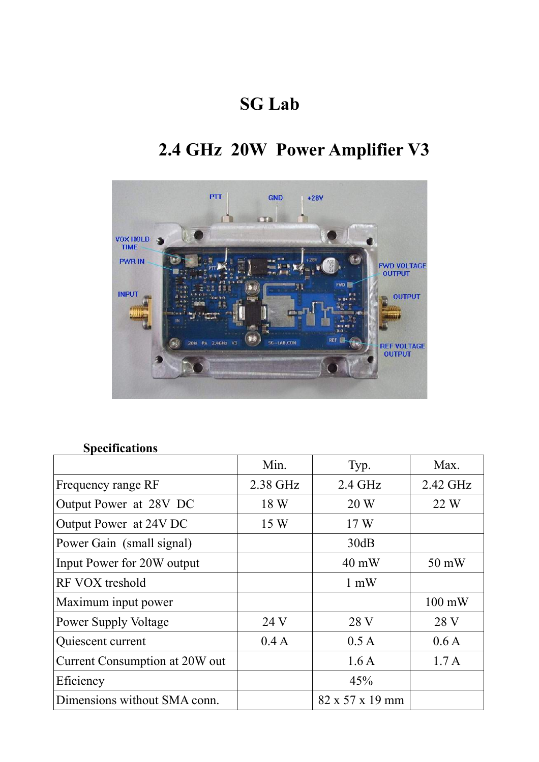# SG Lab

## 2.4 GHz 20W Power Amplifier V3

**Specifications**

| | Min. | Typ. | Max. |
|---|---|---|---|
| Frequency range RF | 2.38 GHz | 2.4 GHz | 2.42 GHz |
| Output Power at 28V DC | 18 W | 20 W | 22 W |
| Output Power at 24V DC | 15 W | 17 W | |
| Power Gain (small signal) | | 30dB | |
| Input Power for 20W output | | 40 mW | 50 mW |
| RF VOX treshold | | 1 mW | |
| Maximum input power | | | 100 mW |
| Power Supply Voltage | 24 V | 28 V | 28 V |
| Quiescent current | 0.4 A | 0.5 A | 0.6 A |
| Current Consumption at 20W out | | 1.6 A | 1.7 A |
| Eficiency | | 45% | |
| Dimensions without SMA conn. | | 82 x 57 x 19 mm | |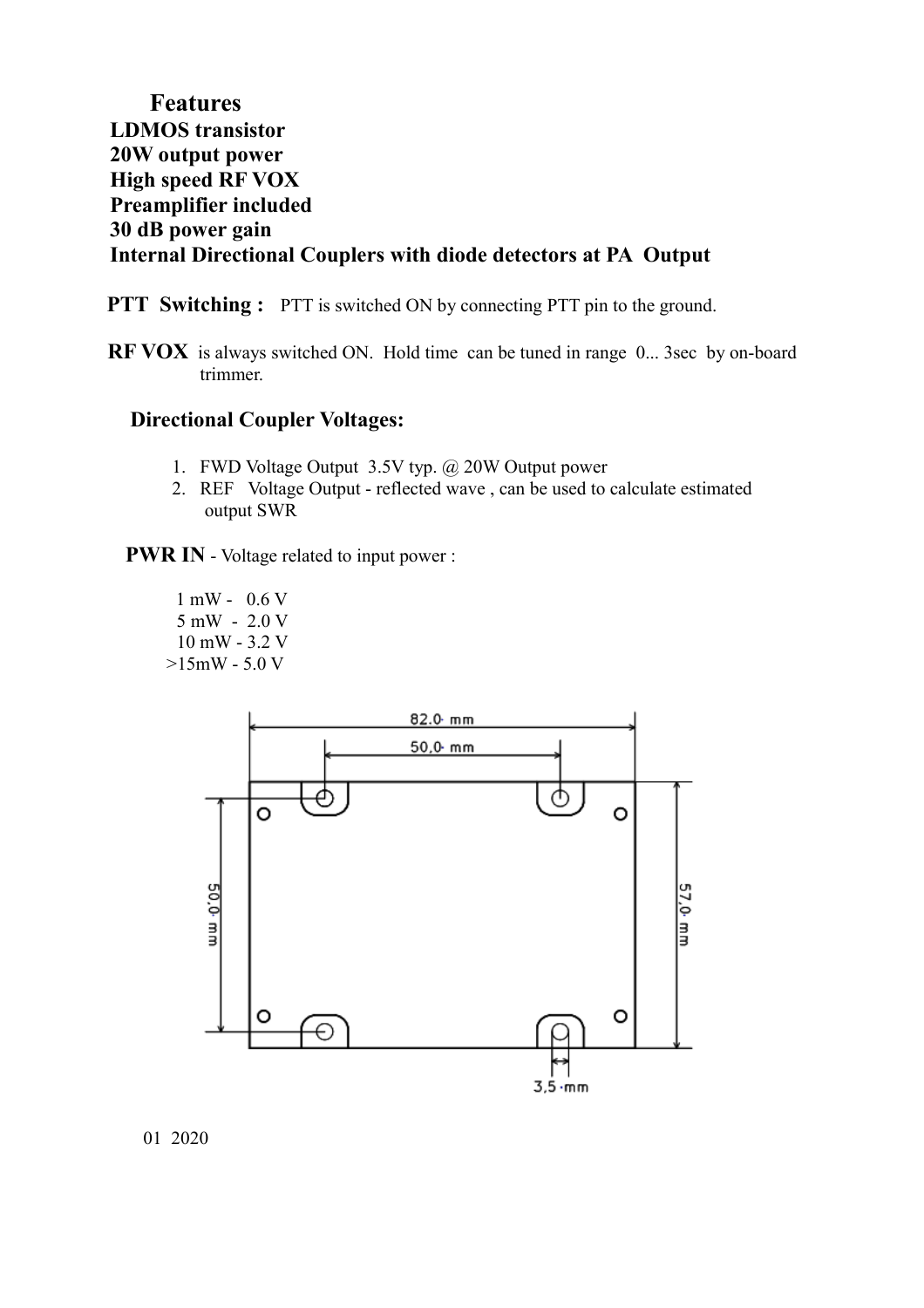## Features

**LDMOS transistor**
**20W output power**
**High speed RF VOX**
**Preamplifier included**
**30 dB power gain**
**Internal Directional Couplers with diode detectors at PA Output**

**PTT Switching :** PTT is switched ON by connecting PTT pin to the ground.

**RF VOX** is always switched ON. Hold time can be tuned in range 0... 3sec by on-board trimmer.

### Directional Coupler Voltages:

1. FWD Voltage Output 3.5V typ. @ 20W Output power
2. REF Voltage Output - reflected wave , can be used to calculate estimated output SWR

**PWR IN** - Voltage related to input power :

1 mW - 0.6 V
5 mW - 2.0 V
10 mW - 3.2 V
>15mW - 5.0 V

82.0 mm
50,0 mm
50,0 mm
57,0 mm
3,5 mm

01 2020